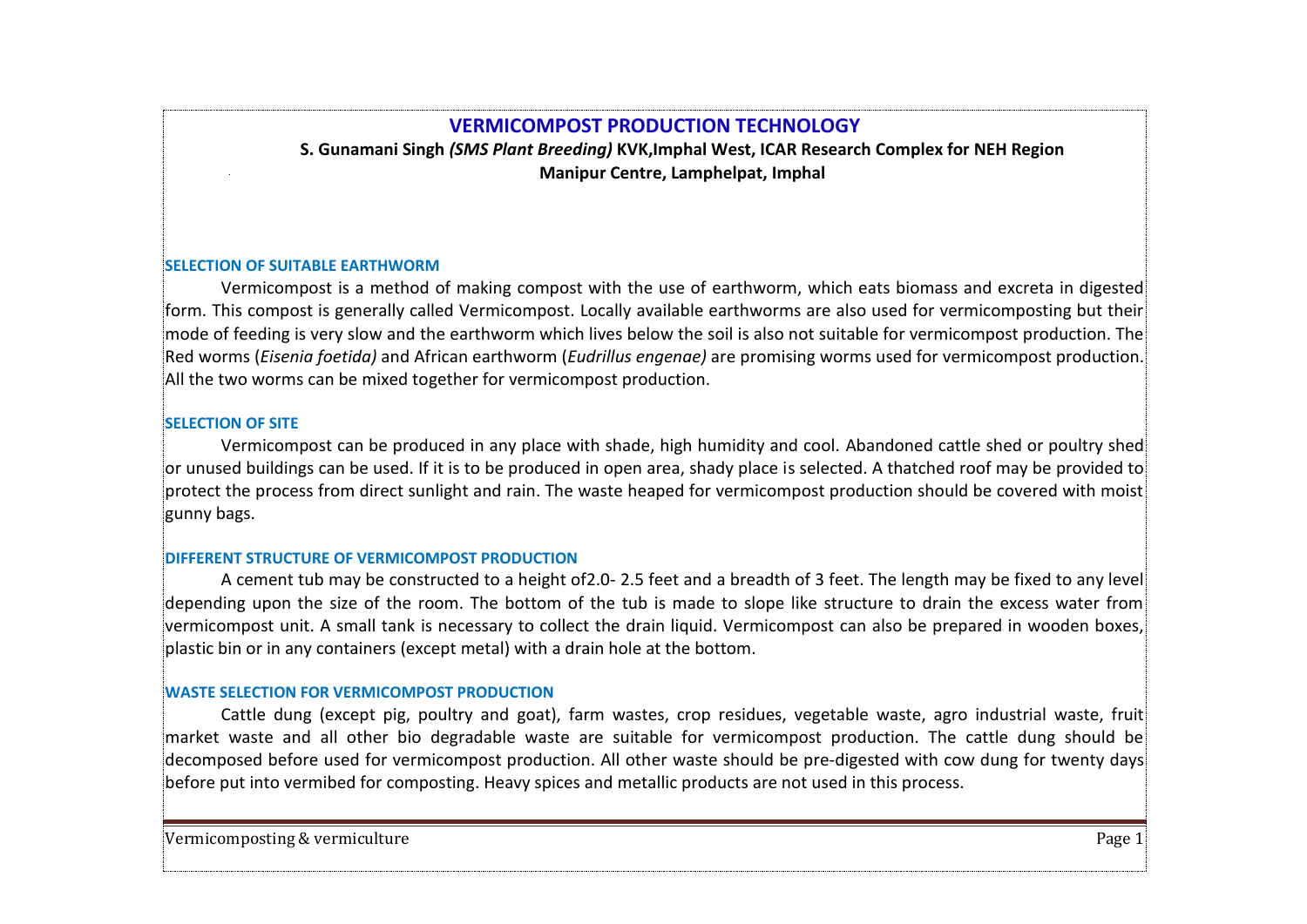# VERMICOMPOST PRODUCTION TECHNOLOGY

**S. Gunamani Singh *(SMS Plant Breeding)* KVK,Imphal West, ICAR Research Complex for NEH Region Manipur Centre, Lamphelpat, Imphal**

## SELECTION OF SUITABLE EARTHWORM

Vermicompost is a method of making compost with the use of earthworm, which eats biomass and excreta in digested form. This compost is generally called Vermicompost. Locally available earthworms are also used for vermicomposting but their mode of feeding is very slow and the earthworm which lives below the soil is also not suitable for vermicompost production. The Red worms (*Eisenia foetida)* and African earthworm (*Eudrillus engenae)* are promising worms used for vermicompost production. All the two worms can be mixed together for vermicompost production.

## SELECTION OF SITE

Vermicompost can be produced in any place with shade, high humidity and cool. Abandoned cattle shed or poultry shed or unused buildings can be used. If it is to be produced in open area, shady place is selected. A thatched roof may be provided to protect the process from direct sunlight and rain. The waste heaped for vermicompost production should be covered with moist gunny bags.

## DIFFERENT STRUCTURE OF VERMICOMPOST PRODUCTION

A cement tub may be constructed to a height of2.0- 2.5 feet and a breadth of 3 feet. The length may be fixed to any level depending upon the size of the room. The bottom of the tub is made to slope like structure to drain the excess water from vermicompost unit. A small tank is necessary to collect the drain liquid. Vermicompost can also be prepared in wooden boxes, plastic bin or in any containers (except metal) with a drain hole at the bottom.

## WASTE SELECTION FOR VERMICOMPOST PRODUCTION

Cattle dung (except pig, poultry and goat), farm wastes, crop residues, vegetable waste, agro industrial waste, fruit market waste and all other bio degradable waste are suitable for vermicompost production. The cattle dung should be decomposed before used for vermicompost production. All other waste should be pre-digested with cow dung for twenty days before put into vermibed for composting. Heavy spices and metallic products are not used in this process.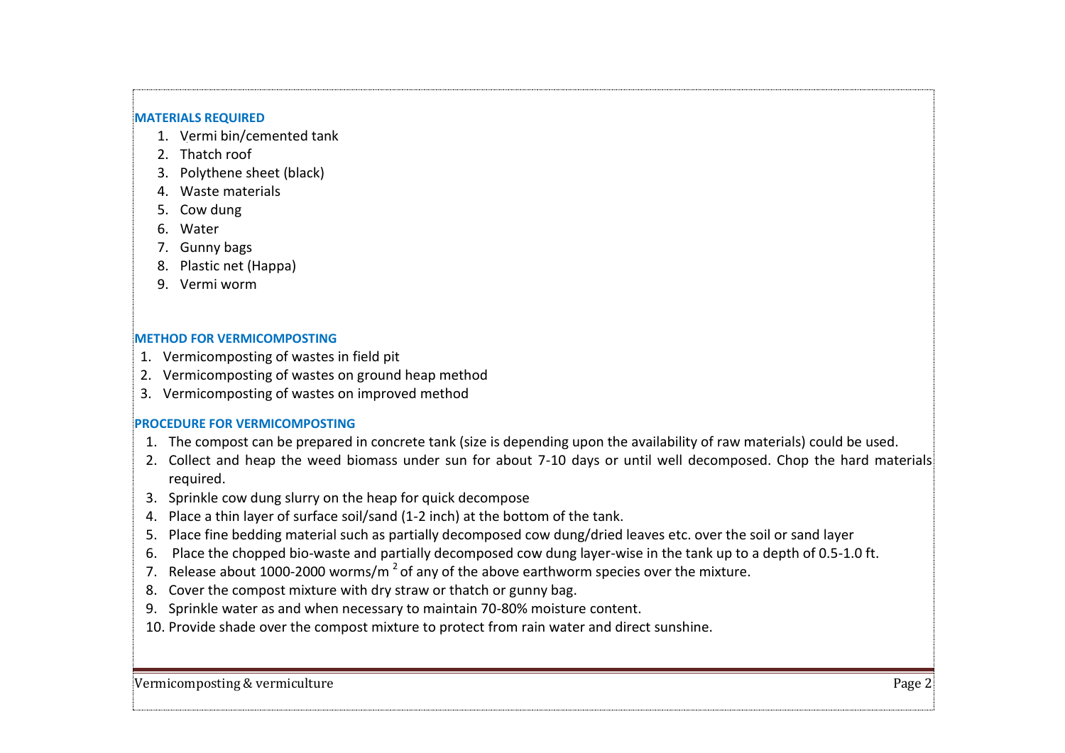## MATERIALS REQUIRED

1. Vermi bin/cemented tank
2. Thatch roof
3. Polythene sheet (black)
4. Waste materials
5. Cow dung
6. Water
7. Gunny bags
8. Plastic net (Happa)
9. Vermi worm

## METHOD FOR VERMICOMPOSTING

1. Vermicomposting of wastes in field pit
2. Vermicomposting of wastes on ground heap method
3. Vermicomposting of wastes on improved method

## PROCEDURE FOR VERMICOMPOSTING

1. The compost can be prepared in concrete tank (size is depending upon the availability of raw materials) could be used.
2. Collect and heap the weed biomass under sun for about 7-10 days or until well decomposed. Chop the hard materials required.
3. Sprinkle cow dung slurry on the heap for quick decompose
4. Place a thin layer of surface soil/sand (1-2 inch) at the bottom of the tank.
5. Place fine bedding material such as partially decomposed cow dung/dried leaves etc. over the soil or sand layer
6. Place the chopped bio-waste and partially decomposed cow dung layer-wise in the tank up to a depth of 0.5-1.0 ft.
7. Release about 1000-2000 worms/$m^2$ of any of the above earthworm species over the mixture.
8. Cover the compost mixture with dry straw or thatch or gunny bag.
9. Sprinkle water as and when necessary to maintain 70-80% moisture content.
10. Provide shade over the compost mixture to protect from rain water and direct sunshine.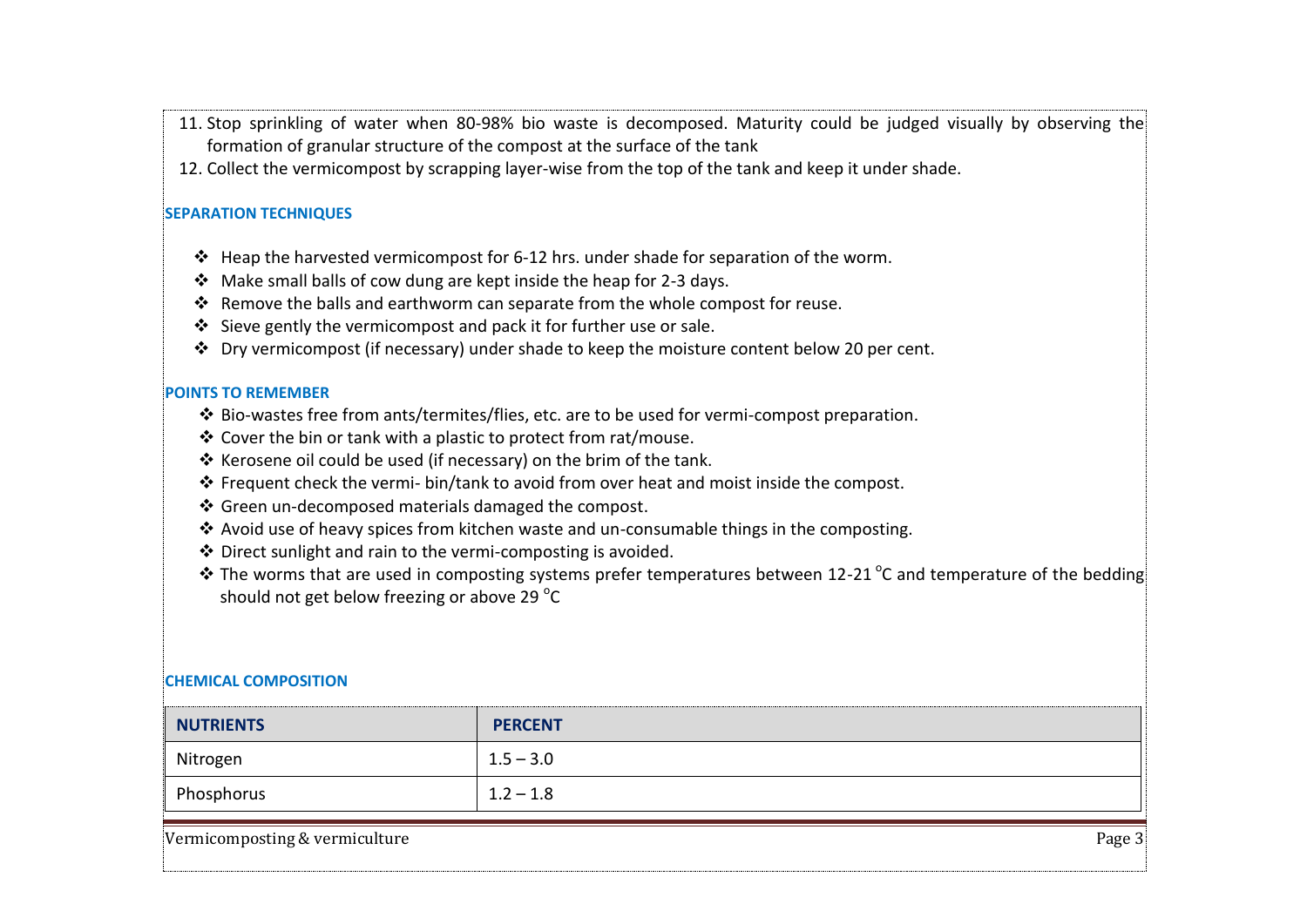11. Stop sprinkling of water when 80-98% bio waste is decomposed. Maturity could be judged visually by observing the formation of granular structure of the compost at the surface of the tank
12. Collect the vermicompost by scrapping layer-wise from the top of the tank and keep it under shade.

## SEPARATION TECHNIQUES

- Heap the harvested vermicompost for 6-12 hrs. under shade for separation of the worm.
- Make small balls of cow dung are kept inside the heap for 2-3 days.
- Remove the balls and earthworm can separate from the whole compost for reuse.
- Sieve gently the vermicompost and pack it for further use or sale.
- Dry vermicompost (if necessary) under shade to keep the moisture content below 20 per cent.

## POINTS TO REMEMBER

- Bio-wastes free from ants/termites/flies, etc. are to be used for vermi-compost preparation.
- Cover the bin or tank with a plastic to protect from rat/mouse.
- Kerosene oil could be used (if necessary) on the brim of the tank.
- Frequent check the vermi- bin/tank to avoid from over heat and moist inside the compost.
- Green un-decomposed materials damaged the compost.
- Avoid use of heavy spices from kitchen waste and un-consumable things in the composting.
- Direct sunlight and rain to the vermi-composting is avoided.
- The worms that are used in composting systems prefer temperatures between 12-21 $^{o}$C and temperature of the bedding should not get below freezing or above 29 $^{o}$C

## CHEMICAL COMPOSITION

| NUTRIENTS | PERCENT |
|---|---|
| Nitrogen | 1.5 – 3.0 |
| Phosphorus | 1.2 – 1.8 |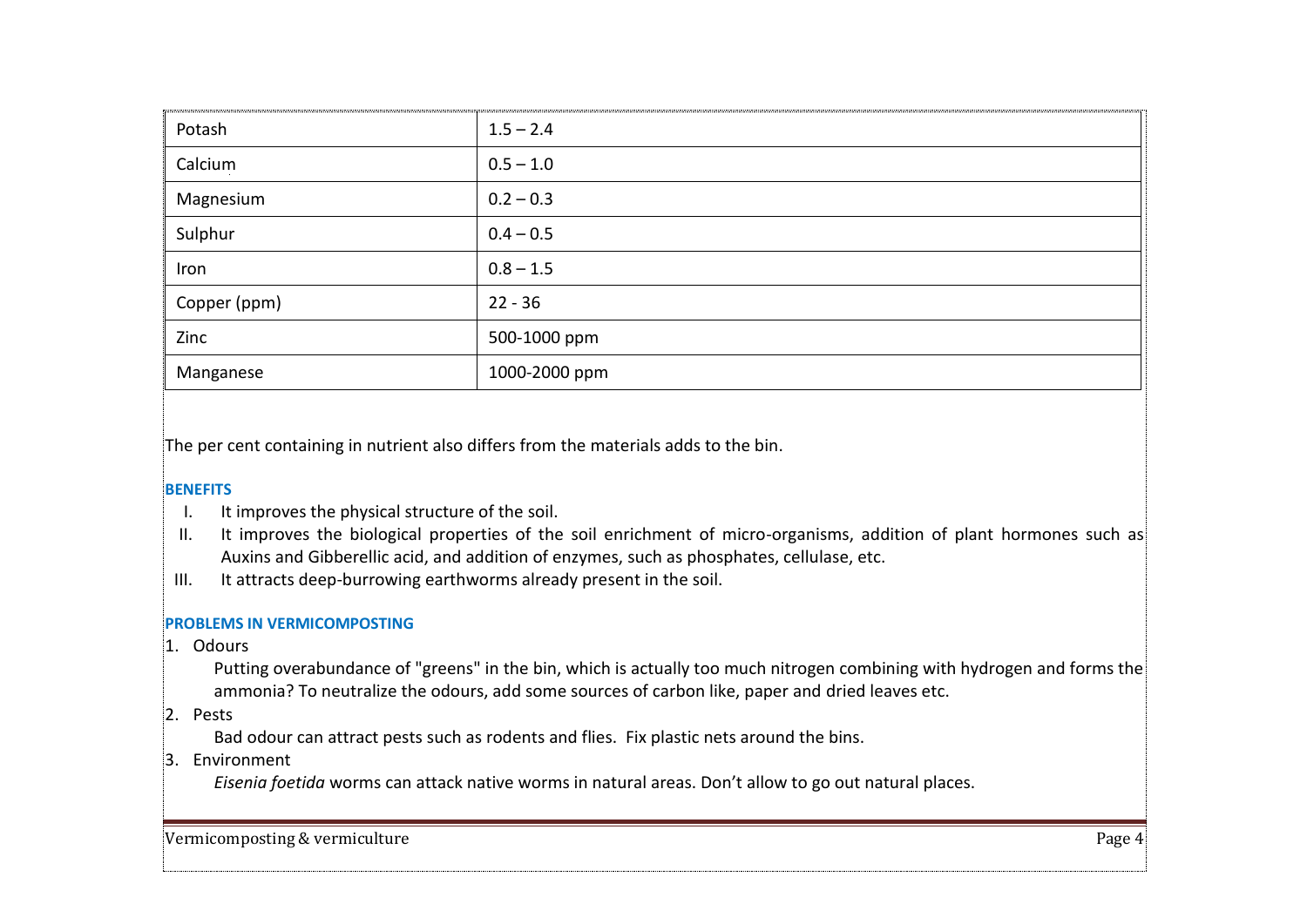| Potash | 1.5 – 2.4 |
|---|---|
| Calcium | 0.5 – 1.0 |
| Magnesium | 0.2 – 0.3 |
| Sulphur | 0.4 – 0.5 |
| Iron | 0.8 – 1.5 |
| Copper (ppm) | 22 - 36 |
| Zinc | 500-1000 ppm |
| Manganese | 1000-2000 ppm |

The per cent containing in nutrient also differs from the materials adds to the bin.

**BENEFITS**

I. It improves the physical structure of the soil.
II. It improves the biological properties of the soil enrichment of micro-organisms, addition of plant hormones such as Auxins and Gibberellic acid, and addition of enzymes, such as phosphates, cellulase, etc.
III. It attracts deep-burrowing earthworms already present in the soil.

**PROBLEMS IN VERMICOMPOSTING**

1. Odours

   Putting overabundance of "greens" in the bin, which is actually too much nitrogen combining with hydrogen and forms the ammonia? To neutralize the odours, add some sources of carbon like, paper and dried leaves etc.

2. Pests

   Bad odour can attract pests such as rodents and flies. Fix plastic nets around the bins.

3. Environment

   *Eisenia foetida* worms can attack native worms in natural areas. Don't allow to go out natural places.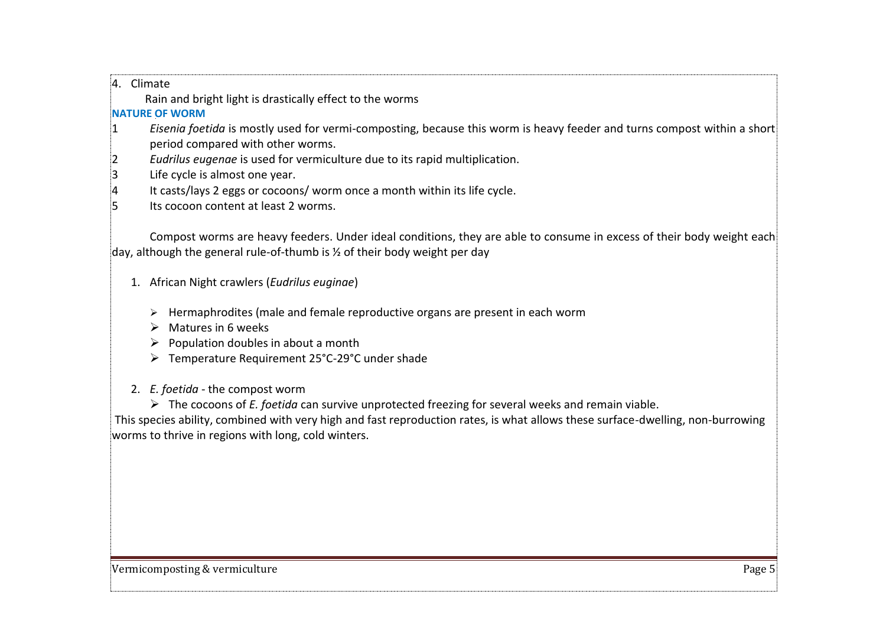4. Climate

Rain and bright light is drastically effect to the worms

**NATURE OF WORM**

1. *Eisenia foetida* is mostly used for vermi-composting, because this worm is heavy feeder and turns compost within a short period compared with other worms.
2. *Eudrilus eugenae* is used for vermiculture due to its rapid multiplication.
3. Life cycle is almost one year.
4. It casts/lays 2 eggs or cocoons/ worm once a month within its life cycle.
5. Its cocoon content at least 2 worms.

Compost worms are heavy feeders. Under ideal conditions, they are able to consume in excess of their body weight each day, although the general rule-of-thumb is ½ of their body weight per day

1. African Night crawlers (*Eudrilus euginae*)

   - Hermaphrodites (male and female reproductive organs are present in each worm
   - Matures in 6 weeks
   - Population doubles in about a month
   - Temperature Requirement 25°C-29°C under shade

2. *E. foetida* - the compost worm
   - The cocoons of *E. foetida* can survive unprotected freezing for several weeks and remain viable.

This species ability, combined with very high and fast reproduction rates, is what allows these surface-dwelling, non-burrowing worms to thrive in regions with long, cold winters.